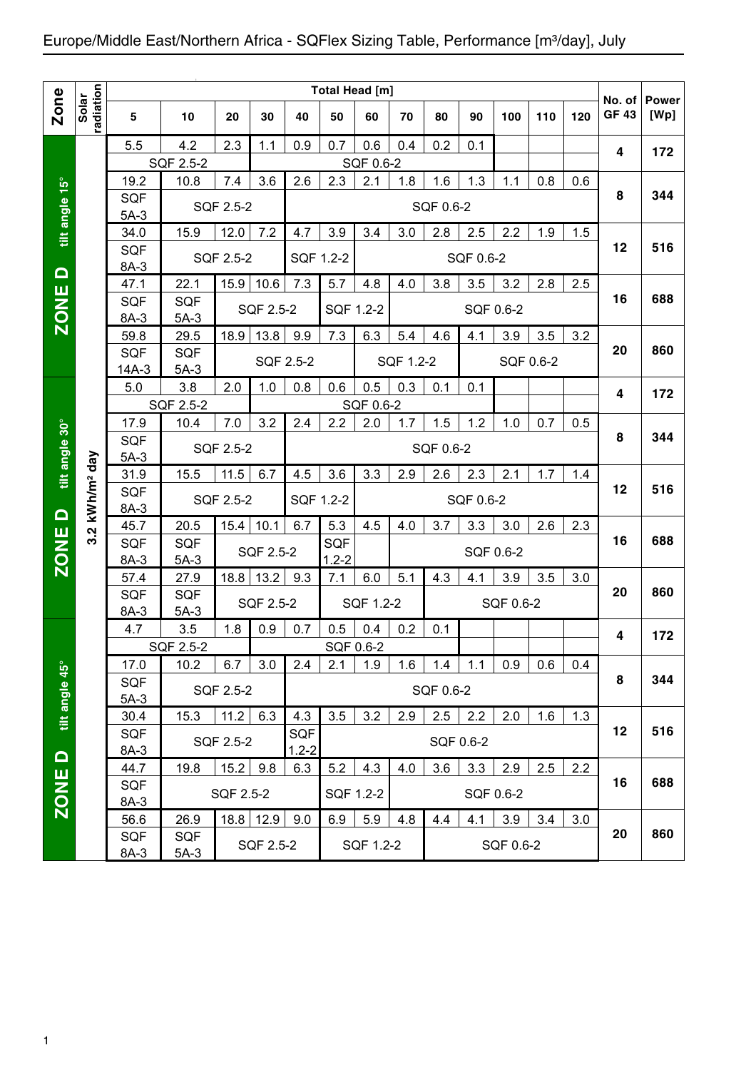# Europe/Middle East/Northern Africa - SQFlex Sizing Table, Performance [m³/day], July

| Zone | Solar radiation | 5 | 10 | 20 | 30 | 40 | 50 | 60 | 70 | 80 | 90 | 100 | 110 | 120 | No. of GF 43 | Power [Wp] |
|---|---|---|---|---|---|---|---|---|---|---|---|---|---|---|---|---|
| | | Total Head [m] | | | | | | | | | | | | | | |
| ZONE D tilt angle 15° | 3.2 kWh/m² day | 5.5 | 4.2 | 2.3 | 1.1 | 0.9 | 0.7 | 0.6 | 0.4 | 0.2 | 0.1 | | | | 4 | 172 |
| | | SQF 2.5-2 | | SQF 0.6-2 | | | | | | | | | | | | |
| | | 19.2 | 10.8 | 7.4 | 3.6 | 2.6 | 2.3 | 2.1 | 1.8 | 1.6 | 1.3 | 1.1 | 0.8 | 0.6 | 8 | 344 |
| | | SQF 5A-3 | SQF 2.5-2 | | | SQF 0.6-2 | | | | | | | | | | |
| | | 34.0 | 15.9 | 12.0 | 7.2 | 4.7 | 3.9 | 3.4 | 3.0 | 2.8 | 2.5 | 2.2 | 1.9 | 1.5 | 12 | 516 |
| | | SQF 8A-3 | SQF 2.5-2 | | | SQF 1.2-2 | | SQF 0.6-2 | | | | | | | | |
| | | 47.1 | 22.1 | 15.9 | 10.6 | 7.3 | 5.7 | 4.8 | 4.0 | 3.8 | 3.5 | 3.2 | 2.8 | 2.5 | 16 | 688 |
| | | SQF 8A-3 | SQF 5A-3 | SQF 2.5-2 | | | SQF 1.2-2 | | SQF 0.6-2 | | | | | | | |
| | | 59.8 | 29.5 | 18.9 | 13.8 | 9.9 | 7.3 | 6.3 | 5.4 | 4.6 | 4.1 | 3.9 | 3.5 | 3.2 | 20 | 860 |
| | | SQF 14A-3 | SQF 5A-3 | SQF 2.5-2 | | | | SQF 1.2-2 | | | SQF 0.6-2 | | | | | |
| ZONE D tilt angle 30° | 3.2 kWh/m² day | 5.0 | 3.8 | 2.0 | 1.0 | 0.8 | 0.6 | 0.5 | 0.3 | 0.1 | 0.1 | | | | 4 | 172 |
| | | SQF 2.5-2 | | SQF 0.6-2 | | | | | | | | | | | | |
| | | 17.9 | 10.4 | 7.0 | 3.2 | 2.4 | 2.2 | 2.0 | 1.7 | 1.5 | 1.2 | 1.0 | 0.7 | 0.5 | 8 | 344 |
| | | SQF 5A-3 | SQF 2.5-2 | | | SQF 0.6-2 | | | | | | | | | | |
| | | 31.9 | 15.5 | 11.5 | 6.7 | 4.5 | 3.6 | 3.3 | 2.9 | 2.6 | 2.3 | 2.1 | 1.7 | 1.4 | 12 | 516 |
| | | SQF 8A-3 | SQF 2.5-2 | | | SQF 1.2-2 | | SQF 0.6-2 | | | | | | | | |
| | | 45.7 | 20.5 | 15.4 | 10.1 | 6.7 | 5.3 | 4.5 | 4.0 | 3.7 | 3.3 | 3.0 | 2.6 | 2.3 | 16 | 688 |
| | | SQF 8A-3 | SQF 5A-3 | SQF 2.5-2 | | | SQF 1.2-2 | | SQF 0.6-2 | | | | | | | |
| | | 57.4 | 27.9 | 18.8 | 13.2 | 9.3 | 7.1 | 6.0 | 5.1 | 4.3 | 4.1 | 3.9 | 3.5 | 3.0 | 20 | 860 |
| | | SQF 8A-3 | SQF 5A-3 | SQF 2.5-2 | | | SQF 1.2-2 | | | SQF 0.6-2 | | | | | | |
| ZONE D tilt angle 45° | 3.2 kWh/m² day | 4.7 | 3.5 | 1.8 | 0.9 | 0.7 | 0.5 | 0.4 | 0.2 | 0.1 | | | | | 4 | 172 |
| | | SQF 2.5-2 | | SQF 0.6-2 | | | | | | | | | | | | |
| | | 17.0 | 10.2 | 6.7 | 3.0 | 2.4 | 2.1 | 1.9 | 1.6 | 1.4 | 1.1 | 0.9 | 0.6 | 0.4 | 8 | 344 |
| | | SQF 5A-3 | SQF 2.5-2 | | | SQF 0.6-2 | | | | | | | | | | |
| | | 30.4 | 15.3 | 11.2 | 6.3 | 4.3 | 3.5 | 3.2 | 2.9 | 2.5 | 2.2 | 2.0 | 1.6 | 1.3 | 12 | 516 |
| | | SQF 8A-3 | SQF 2.5-2 | | | SQF 1.2-2 | SQF 0.6-2 | | | | | | | | | |
| | | 44.7 | 19.8 | 15.2 | 9.8 | 6.3 | 5.2 | 4.3 | 4.0 | 3.6 | 3.3 | 2.9 | 2.5 | 2.2 | 16 | 688 |
| | | SQF 8A-3 | SQF 2.5-2 | | | | SQF 1.2-2 | | SQF 0.6-2 | | | | | | | |
| | | 56.6 | 26.9 | 18.8 | 12.9 | 9.0 | 6.9 | 5.9 | 4.8 | 4.4 | 4.1 | 3.9 | 3.4 | 3.0 | 20 | 860 |
| | | SQF 8A-3 | SQF 5A-3 | SQF 2.5-2 | | | SQF 1.2-2 | | | SQF 0.6-2 | | | | | | |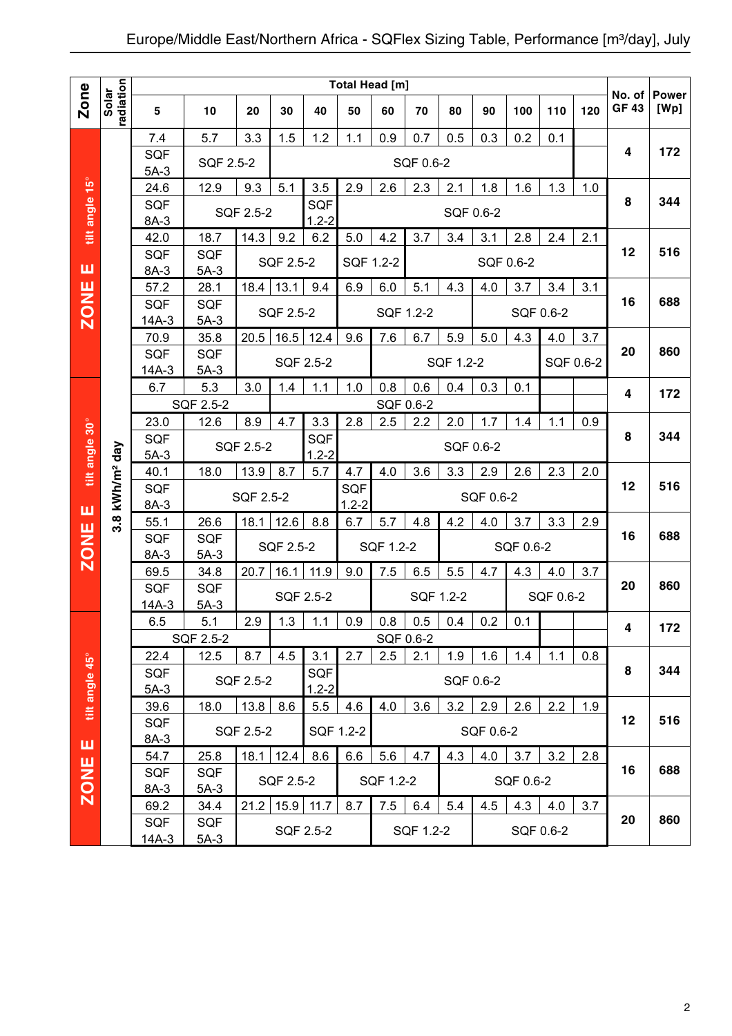# Europe/Middle East/Northern Africa - SQFlex Sizing Table, Performance [m³/day], July

| Zone | Solar radiation | Total Head [m] 5 | 10 | 20 | 30 | 40 | 50 | 60 | 70 | 80 | 90 | 100 | 110 | 120 | No. of GF 43 | Power [Wp] |
|---|---|---|---|---|---|---|---|---|---|---|---|---|---|---|---|---|
| ZONE E tilt angle 15° | 3.8 kWh/m² day | 7.4 | 5.7 | 3.3 | 1.5 | 1.2 | 1.1 | 0.9 | 0.7 | 0.5 | 0.3 | 0.2 | 0.1 | | 4 | 172 |
| | | SQF 5A-3 | SQF 2.5-2 | | SQF 0.6-2 | | | | | | | | | | | |
| | | 24.6 | 12.9 | 9.3 | 5.1 | 3.5 | 2.9 | 2.6 | 2.3 | 2.1 | 1.8 | 1.6 | 1.3 | 1.0 | 8 | 344 |
| | | SQF 8A-3 | SQF 2.5-2 | | | SQF 1.2-2 | SQF 0.6-2 | | | | | | | | | |
| | | 42.0 | 18.7 | 14.3 | 9.2 | 6.2 | 5.0 | 4.2 | 3.7 | 3.4 | 3.1 | 2.8 | 2.4 | 2.1 | 12 | 516 |
| | | SQF 8A-3 | SQF 5A-3 | SQF 2.5-2 | | | SQF 1.2-2 | | SQF 0.6-2 | | | | | | | |
| | | 57.2 | 28.1 | 18.4 | 13.1 | 9.4 | 6.9 | 6.0 | 5.1 | 4.3 | 4.0 | 3.7 | 3.4 | 3.1 | 16 | 688 |
| | | SQF 14A-3 | SQF 5A-3 | SQF 2.5-2 | | | SQF 1.2-2 | | | | SQF 0.6-2 | | | | | |
| | | 70.9 | 35.8 | 20.5 | 16.5 | 12.4 | 9.6 | 7.6 | 6.7 | 5.9 | 5.0 | 4.3 | 4.0 | 3.7 | 20 | 860 |
| | | SQF 14A-3 | SQF 5A-3 | SQF 2.5-2 | | | | SQF 1.2-2 | | | | | SQF 0.6-2 | | | |
| ZONE E tilt angle 30° | 3.8 kWh/m² day | 6.7 | 5.3 | 3.0 | 1.4 | 1.1 | 1.0 | 0.8 | 0.6 | 0.4 | 0.3 | 0.1 | | | 4 | 172 |
| | | SQF 2.5-2 | | | SQF 0.6-2 | | | | | | | | | | | |
| | | 23.0 | 12.6 | 8.9 | 4.7 | 3.3 | 2.8 | 2.5 | 2.2 | 2.0 | 1.7 | 1.4 | 1.1 | 0.9 | 8 | 344 |
| | | SQF 5A-3 | SQF 2.5-2 | | | SQF 1.2-2 | SQF 0.6-2 | | | | | | | | | |
| | | 40.1 | 18.0 | 13.9 | 8.7 | 5.7 | 4.7 | 4.0 | 3.6 | 3.3 | 2.9 | 2.6 | 2.3 | 2.0 | 12 | 516 |
| | | SQF 8A-3 | SQF 2.5-2 | | | | SQF 1.2-2 | SQF 0.6-2 | | | | | | | | |
| | | 55.1 | 26.6 | 18.1 | 12.6 | 8.8 | 6.7 | 5.7 | 4.8 | 4.2 | 4.0 | 3.7 | 3.3 | 2.9 | 16 | 688 |
| | | SQF 8A-3 | SQF 5A-3 | SQF 2.5-2 | | | SQF 1.2-2 | | | SQF 0.6-2 | | | | | | |
| | | 69.5 | 34.8 | 20.7 | 16.1 | 11.9 | 9.0 | 7.5 | 6.5 | 5.5 | 4.7 | 4.3 | 4.0 | 3.7 | 20 | 860 |
| | | SQF 14A-3 | SQF 5A-3 | SQF 2.5-2 | | | | SQF 1.2-2 | | | | SQF 0.6-2 | | | | |
| ZONE E tilt angle 45° | 3.8 kWh/m² day | 6.5 | 5.1 | 2.9 | 1.3 | 1.1 | 0.9 | 0.8 | 0.5 | 0.4 | 0.2 | 0.1 | | | 4 | 172 |
| | | SQF 2.5-2 | | | SQF 0.6-2 | | | | | | | | | | | |
| | | 22.4 | 12.5 | 8.7 | 4.5 | 3.1 | 2.7 | 2.5 | 2.1 | 1.9 | 1.6 | 1.4 | 1.1 | 0.8 | 8 | 344 |
| | | SQF 5A-3 | SQF 2.5-2 | | | SQF 1.2-2 | SQF 0.6-2 | | | | | | | | | |
| | | 39.6 | 18.0 | 13.8 | 8.6 | 5.5 | 4.6 | 4.0 | 3.6 | 3.2 | 2.9 | 2.6 | 2.2 | 1.9 | 12 | 516 |
| | | SQF 8A-3 | SQF 2.5-2 | | | SQF 1.2-2 | | SQF 0.6-2 | | | | | | | | |
| | | 54.7 | 25.8 | 18.1 | 12.4 | 8.6 | 6.6 | 5.6 | 4.7 | 4.3 | 4.0 | 3.7 | 3.2 | 2.8 | 16 | 688 |
| | | SQF 8A-3 | SQF 5A-3 | SQF 2.5-2 | | | SQF 1.2-2 | | | SQF 0.6-2 | | | | | | |
| | | 69.2 | 34.4 | 21.2 | 15.9 | 11.7 | 8.7 | 7.5 | 6.4 | 5.4 | 4.5 | 4.3 | 4.0 | 3.7 | 20 | 860 |
| | | SQF 14A-3 | SQF 5A-3 | SQF 2.5-2 | | | | SQF 1.2-2 | | | SQF 0.6-2 | | | | | |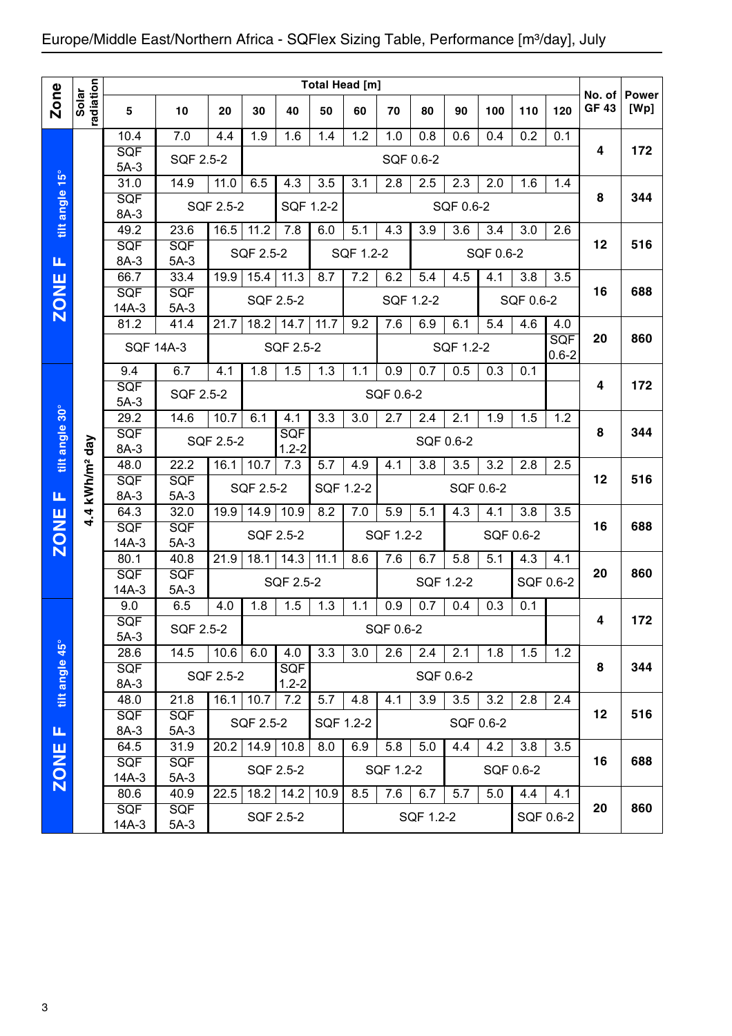## Europe/Middle East/Northern Africa - SQFlex Sizing Table, Performance [m³/day], July

| Zone | Solar radiation | 5 | 10 | 20 | 30 | 40 | 50 | 60 | 70 | 80 | 90 | 100 | 110 | 120 | No. of GF 43 | Power [Wp] |
|---|---|---|---|---|---|---|---|---|---|---|---|---|---|---|---|---|
| | | **Total Head [m]** | | | | | | | | | | | | | | |
| ZONE F tilt angle 15° | 4.4 kWh/m² day | 10.4 | 7.0 | 4.4 | 1.9 | 1.6 | 1.4 | 1.2 | 1.0 | 0.8 | 0.6 | 0.4 | 0.2 | 0.1 | 4 | 172 |
| | | SQF 5A-3 | SQF 2.5-2 | | SQF 0.6-2 | | | | | | | | | | | |
| | | 31.0 | 14.9 | 11.0 | 6.5 | 4.3 | 3.5 | 3.1 | 2.8 | 2.5 | 2.3 | 2.0 | 1.6 | 1.4 | 8 | 344 |
| | | SQF 8A-3 | SQF 2.5-2 | | | SQF 1.2-2 | | SQF 0.6-2 | | | | | | | | |
| | | 49.2 | 23.6 | 16.5 | 11.2 | 7.8 | 6.0 | 5.1 | 4.3 | 3.9 | 3.6 | 3.4 | 3.0 | 2.6 | 12 | 516 |
| | | SQF 8A-3 | SQF 5A-3 | SQF 2.5-2 | | | SQF 1.2-2 | | | SQF 0.6-2 | | | | | | |
| | | 66.7 | 33.4 | 19.9 | 15.4 | 11.3 | 8.7 | 7.2 | 6.2 | 5.4 | 4.5 | 4.1 | 3.8 | 3.5 | 16 | 688 |
| | | SQF 14A-3 | SQF 5A-3 | SQF 2.5-2 | | | | SQF 1.2-2 | | | | SQF 0.6-2 | | | | |
| | | 81.2 | 41.4 | 21.7 | 18.2 | 14.7 | 11.7 | 9.2 | 7.6 | 6.9 | 6.1 | 5.4 | 4.6 | 4.0 | 20 | 860 |
| | | SQF 14A-3 | | SQF 2.5-2 | | | | | SQF 1.2-2 | | | | | SQF 0.6-2 | | |
| ZONE F tilt angle 30° | 4.4 kWh/m² day | 9.4 | 6.7 | 4.1 | 1.8 | 1.5 | 1.3 | 1.1 | 0.9 | 0.7 | 0.5 | 0.3 | 0.1 | | 4 | 172 |
| | | SQF 5A-3 | SQF 2.5-2 | | SQF 0.6-2 | | | | | | | | | | | |
| | | 29.2 | 14.6 | 10.7 | 6.1 | 4.1 | 3.3 | 3.0 | 2.7 | 2.4 | 2.1 | 1.9 | 1.5 | 1.2 | 8 | 344 |
| | | SQF 8A-3 | SQF 2.5-2 | | | SQF 1.2-2 | SQF 0.6-2 | | | | | | | | | |
| | | 48.0 | 22.2 | 16.1 | 10.7 | 7.3 | 5.7 | 4.9 | 4.1 | 3.8 | 3.5 | 3.2 | 2.8 | 2.5 | 12 | 516 |
| | | SQF 8A-3 | SQF 5A-3 | SQF 2.5-2 | | | SQF 1.2-2 | | SQF 0.6-2 | | | | | | | |
| | | 64.3 | 32.0 | 19.9 | 14.9 | 10.9 | 8.2 | 7.0 | 5.9 | 5.1 | 4.3 | 4.1 | 3.8 | 3.5 | 16 | 688 |
| | | SQF 14A-3 | SQF 5A-3 | SQF 2.5-2 | | | | SQF 1.2-2 | | | SQF 0.6-2 | | | | | |
| | | 80.1 | 40.8 | 21.9 | 18.1 | 14.3 | 11.1 | 8.6 | 7.6 | 6.7 | 5.8 | 5.1 | 4.3 | 4.1 | 20 | 860 |
| | | SQF 14A-3 | SQF 5A-3 | SQF 2.5-2 | | | | | SQF 1.2-2 | | | | SQF 0.6-2 | | | |
| ZONE F tilt angle 45° | 4.4 kWh/m² day | 9.0 | 6.5 | 4.0 | 1.8 | 1.5 | 1.3 | 1.1 | 0.9 | 0.7 | 0.4 | 0.3 | 0.1 | | 4 | 172 |
| | | SQF 5A-3 | SQF 2.5-2 | | SQF 0.6-2 | | | | | | | | | | | |
| | | 28.6 | 14.5 | 10.6 | 6.0 | 4.0 | 3.3 | 3.0 | 2.6 | 2.4 | 2.1 | 1.8 | 1.5 | 1.2 | 8 | 344 |
| | | SQF 8A-3 | SQF 2.5-2 | | | SQF 1.2-2 | SQF 0.6-2 | | | | | | | | | |
| | | 48.0 | 21.8 | 16.1 | 10.7 | 7.2 | 5.7 | 4.8 | 4.1 | 3.9 | 3.5 | 3.2 | 2.8 | 2.4 | 12 | 516 |
| | | SQF 8A-3 | SQF 5A-3 | SQF 2.5-2 | | | SQF 1.2-2 | | SQF 0.6-2 | | | | | | | |
| | | 64.5 | 31.9 | 20.2 | 14.9 | 10.8 | 8.0 | 6.9 | 5.8 | 5.0 | 4.4 | 4.2 | 3.8 | 3.5 | 16 | 688 |
| | | SQF 14A-3 | SQF 5A-3 | SQF 2.5-2 | | | | SQF 1.2-2 | | | SQF 0.6-2 | | | | | |
| | | 80.6 | 40.9 | 22.5 | 18.2 | 14.2 | 10.9 | 8.5 | 7.6 | 6.7 | 5.7 | 5.0 | 4.4 | 4.1 | 20 | 860 |
| | | SQF 14A-3 | SQF 5A-3 | SQF 2.5-2 | | | | SQF 1.2-2 | | | | | SQF 0.6-2 | | | |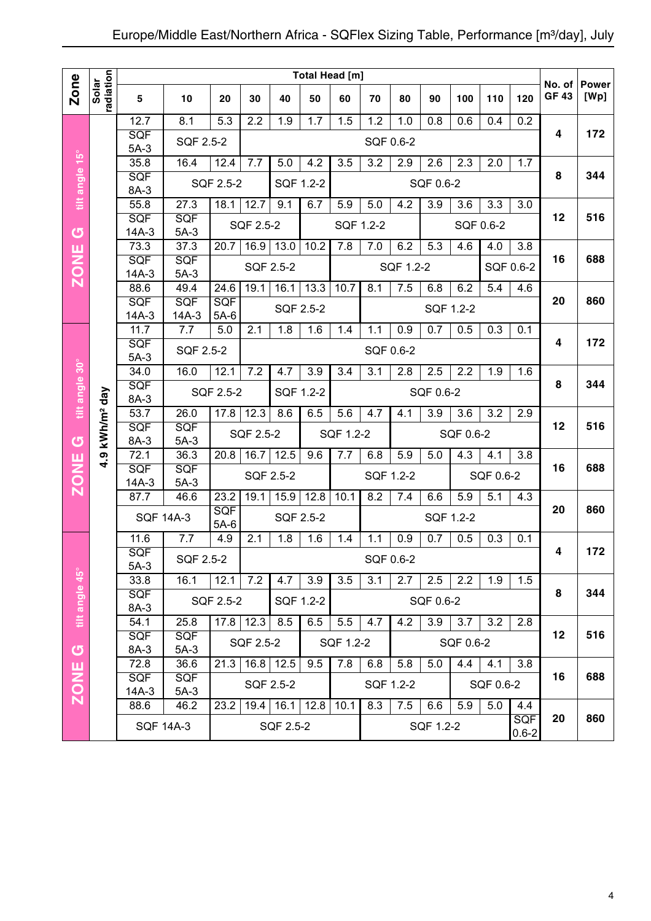# Europe/Middle East/Northern Africa - SQFlex Sizing Table, Performance [m³/day], July

| Zone | Solar radiation | 5 | 10 | 20 | 30 | 40 | 50 | 60 | 70 | 80 | 90 | 100 | 110 | 120 | No. of GF 43 | Power [Wp] |
|---|---|---|---|---|---|---|---|---|---|---|---|---|---|---|---|---|
| | | Total Head [m] | | | | | | | | | | | | | | |
| ZONE G tilt angle 15° | 4.9 kWh/m² day | 12.7 | 8.1 | 5.3 | 2.2 | 1.9 | 1.7 | 1.5 | 1.2 | 1.0 | 0.8 | 0.6 | 0.4 | 0.2 | 4 | 172 |
| | | SQF 5A-3 | SQF 2.5-2 | | SQF 0.6-2 | | | | | | | | | | | |
| | | 35.8 | 16.4 | 12.4 | 7.7 | 5.0 | 4.2 | 3.5 | 3.2 | 2.9 | 2.6 | 2.3 | 2.0 | 1.7 | 8 | 344 |
| | | SQF 8A-3 | SQF 2.5-2 | | | SQF 1.2-2 | | SQF 0.6-2 | | | | | | | | |
| | | 55.8 | 27.3 | 18.1 | 12.7 | 9.1 | 6.7 | 5.9 | 5.0 | 4.2 | 3.9 | 3.6 | 3.3 | 3.0 | 12 | 516 |
| | | SQF 14A-3 | SQF 5A-3 | SQF 2.5-2 | | | SQF 1.2-2 | | | SQF 0.6-2 | | | | | | |
| | | 73.3 | 37.3 | 20.7 | 16.9 | 13.0 | 10.2 | 7.8 | 7.0 | 6.2 | 5.3 | 4.6 | 4.0 | 3.8 | 16 | 688 |
| | | SQF 14A-3 | SQF 5A-3 | SQF 2.5-2 | | | | SQF 1.2-2 | | | | | SQF 0.6-2 | | | |
| | | 88.6 | 49.4 | 24.6 | 19.1 | 16.1 | 13.3 | 10.7 | 8.1 | 7.5 | 6.8 | 6.2 | 5.4 | 4.6 | 20 | 860 |
| | | SQF 14A-3 | SQF 14A-3 | SQF 5A-6 | SQF 2.5-2 | | | | SQF 1.2-2 | | | | | | | |
| ZONE G tilt angle 30° | 4.9 kWh/m² day | 11.7 | 7.7 | 5.0 | 2.1 | 1.8 | 1.6 | 1.4 | 1.1 | 0.9 | 0.7 | 0.5 | 0.3 | 0.1 | 4 | 172 |
| | | SQF 5A-3 | SQF 2.5-2 | | SQF 0.6-2 | | | | | | | | | | | |
| | | 34.0 | 16.0 | 12.1 | 7.2 | 4.7 | 3.9 | 3.4 | 3.1 | 2.8 | 2.5 | 2.2 | 1.9 | 1.6 | 8 | 344 |
| | | SQF 8A-3 | SQF 2.5-2 | | | SQF 1.2-2 | | SQF 0.6-2 | | | | | | | | |
| | | 53.7 | 26.0 | 17.8 | 12.3 | 8.6 | 6.5 | 5.6 | 4.7 | 4.1 | 3.9 | 3.6 | 3.2 | 2.9 | 12 | 516 |
| | | SQF 8A-3 | SQF 5A-3 | SQF 2.5-2 | | | SQF 1.2-2 | | | SQF 0.6-2 | | | | | | |
| | | 72.1 | 36.3 | 20.8 | 16.7 | 12.5 | 9.6 | 7.7 | 6.8 | 5.9 | 5.0 | 4.3 | 4.1 | 3.8 | 16 | 688 |
| | | SQF 14A-3 | SQF 5A-3 | SQF 2.5-2 | | | | SQF 1.2-2 | | | | SQF 0.6-2 | | | | |
| | | 87.7 | 46.6 | 23.2 | 19.1 | 15.9 | 12.8 | 10.1 | 8.2 | 7.4 | 6.6 | 5.9 | 5.1 | 4.3 | 20 | 860 |
| | | SQF 14A-3 | | SQF 5A-6 | SQF 2.5-2 | | | | SQF 1.2-2 | | | | | | | |
| ZONE G tilt angle 45° | 4.9 kWh/m² day | 11.6 | 7.7 | 4.9 | 2.1 | 1.8 | 1.6 | 1.4 | 1.1 | 0.9 | 0.7 | 0.5 | 0.3 | 0.1 | 4 | 172 |
| | | SQF 5A-3 | SQF 2.5-2 | | SQF 0.6-2 | | | | | | | | | | | |
| | | 33.8 | 16.1 | 12.1 | 7.2 | 4.7 | 3.9 | 3.5 | 3.1 | 2.7 | 2.5 | 2.2 | 1.9 | 1.5 | 8 | 344 |
| | | SQF 8A-3 | SQF 2.5-2 | | | SQF 1.2-2 | | SQF 0.6-2 | | | | | | | | |
| | | 54.1 | 25.8 | 17.8 | 12.3 | 8.5 | 6.5 | 5.5 | 4.7 | 4.2 | 3.9 | 3.7 | 3.2 | 2.8 | 12 | 516 |
| | | SQF 8A-3 | SQF 5A-3 | SQF 2.5-2 | | | SQF 1.2-2 | | | SQF 0.6-2 | | | | | | |
| | | 72.8 | 36.6 | 21.3 | 16.8 | 12.5 | 9.5 | 7.8 | 6.8 | 5.8 | 5.0 | 4.4 | 4.1 | 3.8 | 16 | 688 |
| | | SQF 14A-3 | SQF 5A-3 | SQF 2.5-2 | | | | SQF 1.2-2 | | | | SQF 0.6-2 | | | | |
| | | 88.6 | 46.2 | 23.2 | 19.4 | 16.1 | 12.8 | 10.1 | 8.3 | 7.5 | 6.6 | 5.9 | 5.0 | 4.4 | 20 | 860 |
| | | SQF 14A-3 | | SQF 2.5-2 | | | | | SQF 1.2-2 | | | | | SQF 0.6-2 | | |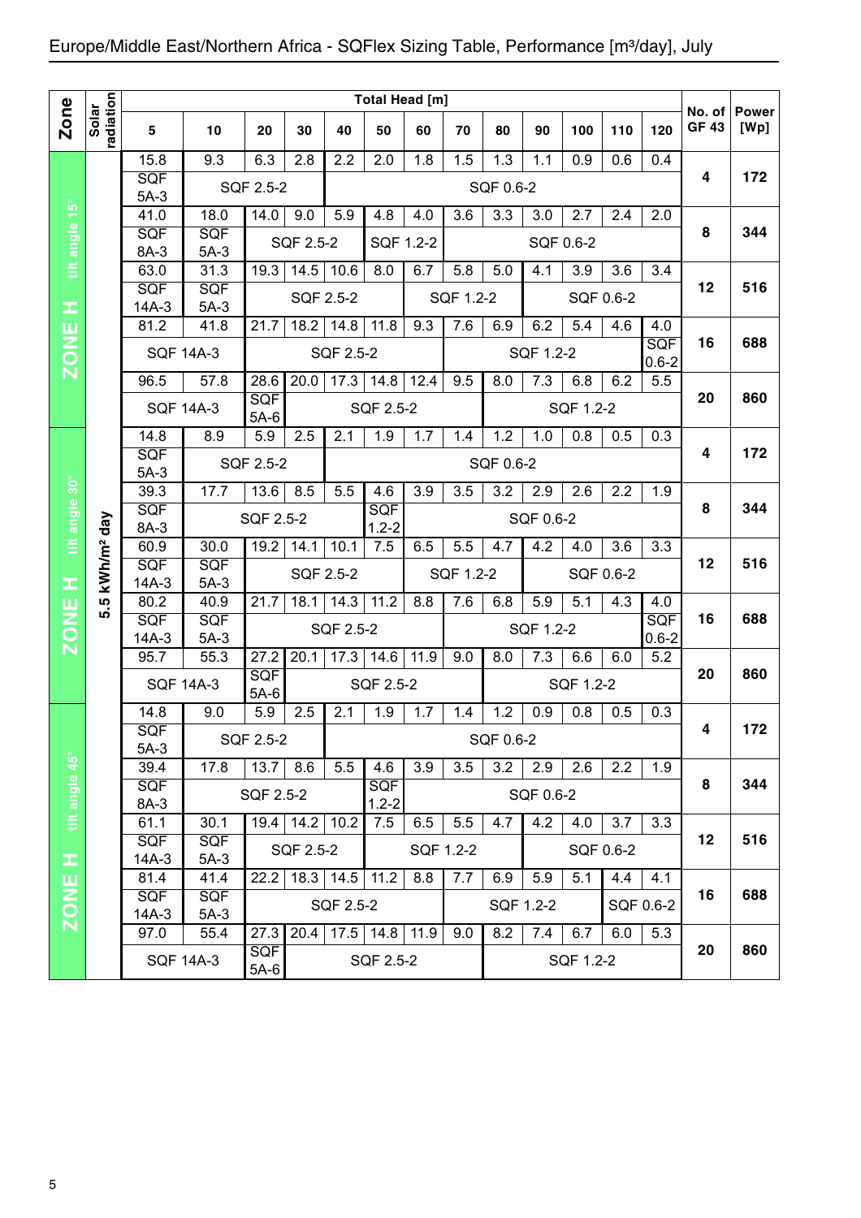# Europe/Middle East/Northern Africa - SQFlex Sizing Table, Performance [m³/day], July

| Zone | Solar radiation | Total Head [m] | | | | | | | | | | | | | No. of GF 43 | Power [Wp] |
|---|---|---|---|---|---|---|---|---|---|---|---|---|---|---|---|---|
| | | 5 | 10 | 20 | 30 | 40 | 50 | 60 | 70 | 80 | 90 | 100 | 110 | 120 | | |
| ZONE H tilt angle 15° | 5.5 kWh/m² day | 15.8 | 9.3 | 6.3 | 2.8 | 2.2 | 2.0 | 1.8 | 1.5 | 1.3 | 1.1 | 0.9 | 0.6 | 0.4 | 4 | 172 |
| | | SQF 5A-3 | SQF 2.5-2 | | | SQF 0.6-2 | | | | | | | | | | |
| | | 41.0 | 18.0 | 14.0 | 9.0 | 5.9 | 4.8 | 4.0 | 3.6 | 3.3 | 3.0 | 2.7 | 2.4 | 2.0 | 8 | 344 |
| | | SQF 8A-3 | SQF 5A-3 | SQF 2.5-2 | | | SQF 1.2-2 | | SQF 0.6-2 | | | | | | | |
| | | 63.0 | 31.3 | 19.3 | 14.5 | 10.6 | 8.0 | 6.7 | 5.8 | 5.0 | 4.1 | 3.9 | 3.6 | 3.4 | 12 | 516 |
| | | SQF 14A-3 | SQF 5A-3 | SQF 2.5-2 | | | | SQF 1.2-2 | | | SQF 0.6-2 | | | | | |
| | | 81.2 | 41.8 | 21.7 | 18.2 | 14.8 | 11.8 | 9.3 | 7.6 | 6.9 | 6.2 | 5.4 | 4.6 | 4.0 | 16 | 688 |
| | | SQF 14A-3 | | SQF 2.5-2 | | | | | SQF 1.2-2 | | | | | SQF 0.6-2 | | |
| | | 96.5 | 57.8 | 28.6 | 20.0 | 17.3 | 14.8 | 12.4 | 9.5 | 8.0 | 7.3 | 6.8 | 6.2 | 5.5 | 20 | 860 |
| | | SQF 14A-3 | | SQF 5A-6 | SQF 2.5-2 | | | | | SQF 1.2-2 | | | | | | |
| ZONE H tilt angle 30° | 5.5 kWh/m² day | 14.8 | 8.9 | 5.9 | 2.5 | 2.1 | 1.9 | 1.7 | 1.4 | 1.2 | 1.0 | 0.8 | 0.5 | 0.3 | 4 | 172 |
| | | SQF 5A-3 | SQF 2.5-2 | | | SQF 0.6-2 | | | | | | | | | | |
| | | 39.3 | 17.7 | 13.6 | 8.5 | 5.5 | 4.6 | 3.9 | 3.5 | 3.2 | 2.9 | 2.6 | 2.2 | 1.9 | 8 | 344 |
| | | SQF 8A-3 | SQF 2.5-2 | | | | SQF 1.2-2 | SQF 0.6-2 | | | | | | | | |
| | | 60.9 | 30.0 | 19.2 | 14.1 | 10.1 | 7.5 | 6.5 | 5.5 | 4.7 | 4.2 | 4.0 | 3.6 | 3.3 | 12 | 516 |
| | | SQF 14A-3 | SQF 5A-3 | SQF 2.5-2 | | | | SQF 1.2-2 | | | SQF 0.6-2 | | | | | |
| | | 80.2 | 40.9 | 21.7 | 18.1 | 14.3 | 11.2 | 8.8 | 7.6 | 6.8 | 5.9 | 5.1 | 4.3 | 4.0 | 16 | 688 |
| | | SQF 14A-3 | SQF 5A-3 | SQF 2.5-2 | | | | | SQF 1.2-2 | | | | | SQF 0.6-2 | | |
| | | 95.7 | 55.3 | 27.2 | 20.1 | 17.3 | 14.6 | 11.9 | 9.0 | 8.0 | 7.3 | 6.6 | 6.0 | 5.2 | 20 | 860 |
| | | SQF 14A-3 | | SQF 5A-6 | SQF 2.5-2 | | | | | SQF 1.2-2 | | | | | | |
| ZONE H tilt angle 45° | 5.5 kWh/m² day | 14.8 | 9.0 | 5.9 | 2.5 | 2.1 | 1.9 | 1.7 | 1.4 | 1.2 | 0.9 | 0.8 | 0.5 | 0.3 | 4 | 172 |
| | | SQF 5A-3 | SQF 2.5-2 | | | SQF 0.6-2 | | | | | | | | | | |
| | | 39.4 | 17.8 | 13.7 | 8.6 | 5.5 | 4.6 | 3.9 | 3.5 | 3.2 | 2.9 | 2.6 | 2.2 | 1.9 | 8 | 344 |
| | | SQF 8A-3 | SQF 2.5-2 | | | | SQF 1.2-2 | SQF 0.6-2 | | | | | | | | |
| | | 61.1 | 30.1 | 19.4 | 14.2 | 10.2 | 7.5 | 6.5 | 5.5 | 4.7 | 4.2 | 4.0 | 3.7 | 3.3 | 12 | 516 |
| | | SQF 14A-3 | SQF 5A-3 | SQF 2.5-2 | | | SQF 1.2-2 | | | | SQF 0.6-2 | | | | | |
| | | 81.4 | 41.4 | 22.2 | 18.3 | 14.5 | 11.2 | 8.8 | 7.7 | 6.9 | 5.9 | 5.1 | 4.4 | 4.1 | 16 | 688 |
| | | SQF 14A-3 | SQF 5A-3 | SQF 2.5-2 | | | | | SQF 1.2-2 | | | | SQF 0.6-2 | | | |
| | | 97.0 | 55.4 | 27.3 | 20.4 | 17.5 | 14.8 | 11.9 | 9.0 | 8.2 | 7.4 | 6.7 | 6.0 | 5.3 | 20 | 860 |
| | | SQF 14A-3 | | SQF 5A-6 | SQF 2.5-2 | | | | | SQF 1.2-2 | | | | | | |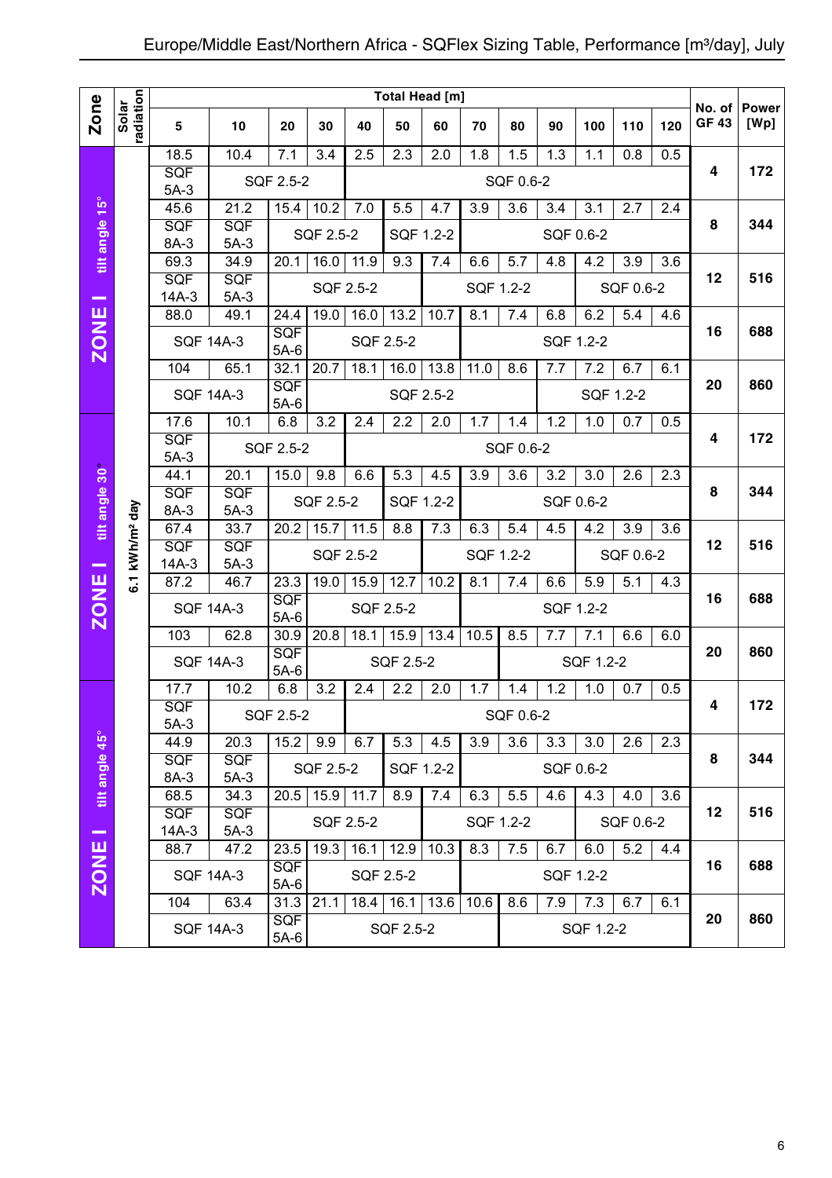# Europe/Middle East/Northern Africa - SQFlex Sizing Table, Performance [m³/day], July

| Zone | Solar radiation | Total Head [m] | | | | | | | | | | | | | No. of GF 43 | Power [Wp] |
|---|---|---|---|---|---|---|---|---|---|---|---|---|---|---|---|---|
| | | 5 | 10 | 20 | 30 | 40 | 50 | 60 | 70 | 80 | 90 | 100 | 110 | 120 | | |
| ZONE I tilt angle 15° | 6.1 kWh/m² day | 18.5 | 10.4 | 7.1 | 3.4 | 2.5 | 2.3 | 2.0 | 1.8 | 1.5 | 1.3 | 1.1 | 0.8 | 0.5 | 4 | 172 |
| | | SQF 5A-3 | SQF 2.5-2 | | | SQF 0.6-2 | | | | | | | | | | |
| | | 45.6 | 21.2 | 15.4 | 10.2 | 7.0 | 5.5 | 4.7 | 3.9 | 3.6 | 3.4 | 3.1 | 2.7 | 2.4 | 8 | 344 |
| | | SQF 8A-3 | SQF 5A-3 | SQF 2.5-2 | | | SQF 1.2-2 | | SQF 0.6-2 | | | | | | | |
| | | 69.3 | 34.9 | 20.1 | 16.0 | 11.9 | 9.3 | 7.4 | 6.6 | 5.7 | 4.8 | 4.2 | 3.9 | 3.6 | 12 | 516 |
| | | SQF 14A-3 | SQF 5A-3 | SQF 2.5-2 | | | | SQF 1.2-2 | | | | SQF 0.6-2 | | | | |
| | | 88.0 | 49.1 | 24.4 | 19.0 | 16.0 | 13.2 | 10.7 | 8.1 | 7.4 | 6.8 | 6.2 | 5.4 | 4.6 | 16 | 688 |
| | | SQF 14A-3 | | SQF 5A-6 | SQF 2.5-2 | | | | SQF 1.2-2 | | | | | | | |
| | | 104 | 65.1 | 32.1 | 20.7 | 18.1 | 16.0 | 13.8 | 11.0 | 8.6 | 7.7 | 7.2 | 6.7 | 6.1 | 20 | 860 |
| | | SQF 14A-3 | | SQF 5A-6 | SQF 2.5-2 | | | | | | SQF 1.2-2 | | | | | |
| ZONE I tilt angle 30° | | 17.6 | 10.1 | 6.8 | 3.2 | 2.4 | 2.2 | 2.0 | 1.7 | 1.4 | 1.2 | 1.0 | 0.7 | 0.5 | 4 | 172 |
| | | SQF 5A-3 | SQF 2.5-2 | | | SQF 0.6-2 | | | | | | | | | | |
| | | 44.1 | 20.1 | 15.0 | 9.8 | 6.6 | 5.3 | 4.5 | 3.9 | 3.6 | 3.2 | 3.0 | 2.6 | 2.3 | 8 | 344 |
| | | SQF 8A-3 | SQF 5A-3 | SQF 2.5-2 | | | SQF 1.2-2 | | SQF 0.6-2 | | | | | | | |
| | | 67.4 | 33.7 | 20.2 | 15.7 | 11.5 | 8.8 | 7.3 | 6.3 | 5.4 | 4.5 | 4.2 | 3.9 | 3.6 | 12 | 516 |
| | | SQF 14A-3 | SQF 5A-3 | SQF 2.5-2 | | | | SQF 1.2-2 | | | | SQF 0.6-2 | | | | |
| | | 87.2 | 46.7 | 23.3 | 19.0 | 15.9 | 12.7 | 10.2 | 8.1 | 7.4 | 6.6 | 5.9 | 5.1 | 4.3 | 16 | 688 |
| | | SQF 14A-3 | | SQF 5A-6 | SQF 2.5-2 | | | | SQF 1.2-2 | | | | | | | |
| | | 103 | 62.8 | 30.9 | 20.8 | 18.1 | 15.9 | 13.4 | 10.5 | 8.5 | 7.7 | 7.1 | 6.6 | 6.0 | 20 | 860 |
| | | SQF 14A-3 | | SQF 5A-6 | SQF 2.5-2 | | | | | SQF 1.2-2 | | | | | | |
| ZONE I tilt angle 45° | | 17.7 | 10.2 | 6.8 | 3.2 | 2.4 | 2.2 | 2.0 | 1.7 | 1.4 | 1.2 | 1.0 | 0.7 | 0.5 | 4 | 172 |
| | | SQF 5A-3 | SQF 2.5-2 | | | SQF 0.6-2 | | | | | | | | | | |
| | | 44.9 | 20.3 | 15.2 | 9.9 | 6.7 | 5.3 | 4.5 | 3.9 | 3.6 | 3.3 | 3.0 | 2.6 | 2.3 | 8 | 344 |
| | | SQF 8A-3 | SQF 5A-3 | SQF 2.5-2 | | | SQF 1.2-2 | | SQF 0.6-2 | | | | | | | |
| | | 68.5 | 34.3 | 20.5 | 15.9 | 11.7 | 8.9 | 7.4 | 6.3 | 5.5 | 4.6 | 4.3 | 4.0 | 3.6 | 12 | 516 |
| | | SQF 14A-3 | SQF 5A-3 | SQF 2.5-2 | | | | SQF 1.2-2 | | | | SQF 0.6-2 | | | | |
| | | 88.7 | 47.2 | 23.5 | 19.3 | 16.1 | 12.9 | 10.3 | 8.3 | 7.5 | 6.7 | 6.0 | 5.2 | 4.4 | 16 | 688 |
| | | SQF 14A-3 | | SQF 5A-6 | SQF 2.5-2 | | | | SQF 1.2-2 | | | | | | | |
| | | 104 | 63.4 | 31.3 | 21.1 | 18.4 | 16.1 | 13.6 | 10.6 | 8.6 | 7.9 | 7.3 | 6.7 | 6.1 | 20 | 860 |
| | | SQF 14A-3 | | SQF 5A-6 | SQF 2.5-2 | | | | | SQF 1.2-2 | | | | | | |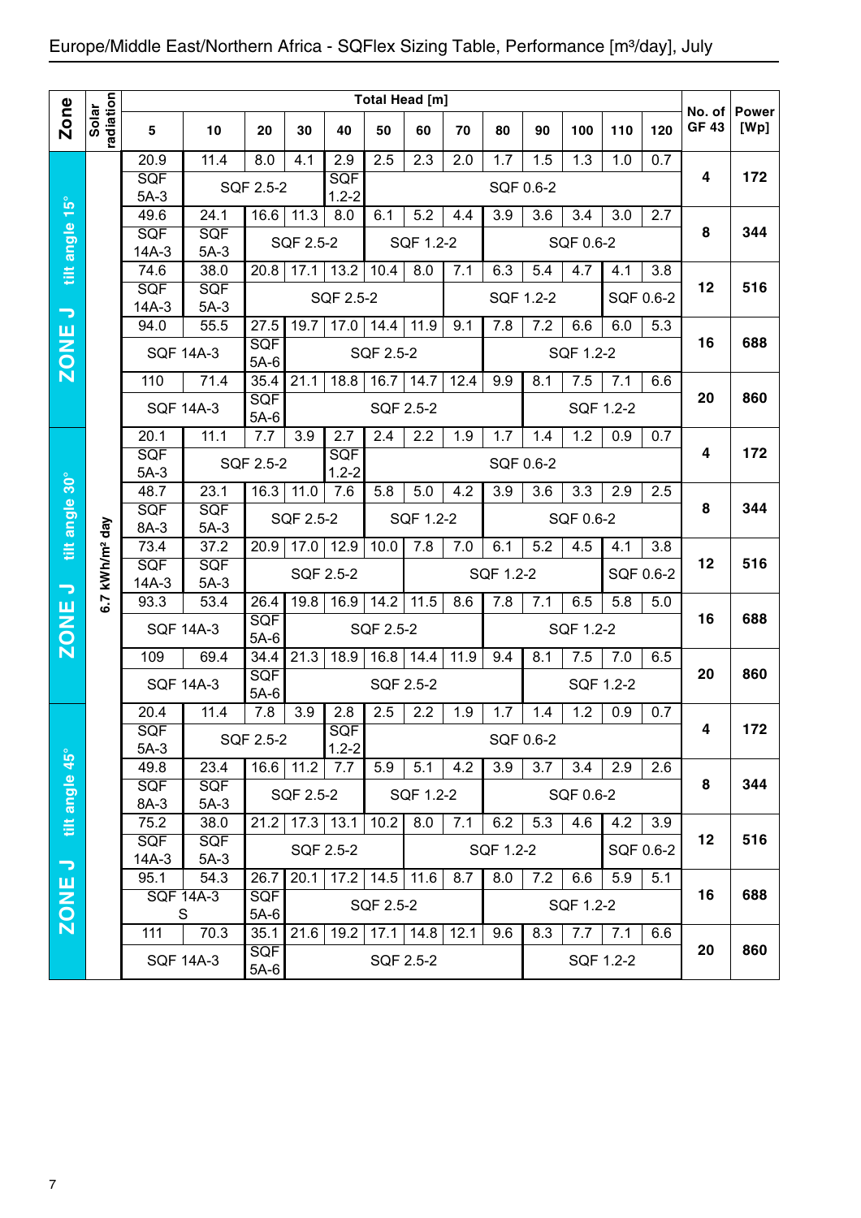# Europe/Middle East/Northern Africa - SQFlex Sizing Table, Performance [m³/day], July

| Zone | Solar radiation | 5 | 10 | 20 | 30 | 40 | 50 | 60 | 70 | 80 | 90 | 100 | 110 | 120 | No. of GF 43 | Power [Wp] |
|---|---|---|---|---|---|---|---|---|---|---|---|---|---|---|---|---|
| | | Total Head [m] | | | | | | | | | | | | | | |
| ZONE J tilt angle 15° | 6.7 kWh/m² day | 20.9 | 11.4 | 8.0 | 4.1 | 2.9 | 2.5 | 2.3 | 2.0 | 1.7 | 1.5 | 1.3 | 1.0 | 0.7 | 4 | 172 |
| | | SQF 5A-3 | SQF 2.5-2 | | | SQF 1.2-2 | SQF 0.6-2 | | | | | | | | | |
| | | 49.6 | 24.1 | 16.6 | 11.3 | 8.0 | 6.1 | 5.2 | 4.4 | 3.9 | 3.6 | 3.4 | 3.0 | 2.7 | 8 | 344 |
| | | SQF 14A-3 | SQF 5A-3 | SQF 2.5-2 | | | SQF 1.2-2 | | | SQF 0.6-2 | | | | | | |
| | | 74.6 | 38.0 | 20.8 | 17.1 | 13.2 | 10.4 | 8.0 | 7.1 | 6.3 | 5.4 | 4.7 | 4.1 | 3.8 | 12 | 516 |
| | | SQF 14A-3 | SQF 5A-3 | SQF 2.5-2 | | | | | SQF 1.2-2 | | | | SQF 0.6-2 | | | |
| | | 94.0 | 55.5 | 27.5 | 19.7 | 17.0 | 14.4 | 11.9 | 9.1 | 7.8 | 7.2 | 6.6 | 6.0 | 5.3 | 16 | 688 |
| | | SQF 14A-3 | | SQF 5A-6 | SQF 2.5-2 | | | | | SQF 1.2-2 | | | | | | |
| | | 110 | 71.4 | 35.4 | 21.1 | 18.8 | 16.7 | 14.7 | 12.4 | 9.9 | 8.1 | 7.5 | 7.1 | 6.6 | 20 | 860 |
| | | SQF 14A-3 | | SQF 5A-6 | SQF 2.5-2 | | | | | | SQF 1.2-2 | | | | | |
| ZONE J tilt angle 30° | 6.7 kWh/m² day | 20.1 | 11.1 | 7.7 | 3.9 | 2.7 | 2.4 | 2.2 | 1.9 | 1.7 | 1.4 | 1.2 | 0.9 | 0.7 | 4 | 172 |
| | | SQF 5A-3 | SQF 2.5-2 | | | SQF 1.2-2 | SQF 0.6-2 | | | | | | | | | |
| | | 48.7 | 23.1 | 16.3 | 11.0 | 7.6 | 5.8 | 5.0 | 4.2 | 3.9 | 3.6 | 3.3 | 2.9 | 2.5 | 8 | 344 |
| | | SQF 8A-3 | SQF 5A-3 | SQF 2.5-2 | | | SQF 1.2-2 | | | SQF 0.6-2 | | | | | | |
| | | 73.4 | 37.2 | 20.9 | 17.0 | 12.9 | 10.0 | 7.8 | 7.0 | 6.1 | 5.2 | 4.5 | 4.1 | 3.8 | 12 | 516 |
| | | SQF 14A-3 | SQF 5A-3 | SQF 2.5-2 | | | | SQF 1.2-2 | | | | | SQF 0.6-2 | | | |
| | | 93.3 | 53.4 | 26.4 | 19.8 | 16.9 | 14.2 | 11.5 | 8.6 | 7.8 | 7.1 | 6.5 | 5.8 | 5.0 | 16 | 688 |
| | | SQF 14A-3 | | SQF 5A-6 | SQF 2.5-2 | | | | | SQF 1.2-2 | | | | | | |
| | | 109 | 69.4 | 34.4 | 21.3 | 18.9 | 16.8 | 14.4 | 11.9 | 9.4 | 8.1 | 7.5 | 7.0 | 6.5 | 20 | 860 |
| | | SQF 14A-3 | | SQF 5A-6 | SQF 2.5-2 | | | | | | SQF 1.2-2 | | | | | |
| ZONE J tilt angle 45° | 6.7 kWh/m² day | 20.4 | 11.4 | 7.8 | 3.9 | 2.8 | 2.5 | 2.2 | 1.9 | 1.7 | 1.4 | 1.2 | 0.9 | 0.7 | 4 | 172 |
| | | SQF 5A-3 | SQF 2.5-2 | | | SQF 1.2-2 | SQF 0.6-2 | | | | | | | | | |
| | | 49.8 | 23.4 | 16.6 | 11.2 | 7.7 | 5.9 | 5.1 | 4.2 | 3.9 | 3.7 | 3.4 | 2.9 | 2.6 | 8 | 344 |
| | | SQF 8A-3 | SQF 5A-3 | SQF 2.5-2 | | | SQF 1.2-2 | | | SQF 0.6-2 | | | | | | |
| | | 75.2 | 38.0 | 21.2 | 17.3 | 13.1 | 10.2 | 8.0 | 7.1 | 6.2 | 5.3 | 4.6 | 4.2 | 3.9 | 12 | 516 |
| | | SQF 14A-3 | SQF 5A-3 | SQF 2.5-2 | | | | SQF 1.2-2 | | | | | SQF 0.6-2 | | | |
| | | 95.1 | 54.3 | 26.7 | 20.1 | 17.2 | 14.5 | 11.6 | 8.7 | 8.0 | 7.2 | 6.6 | 5.9 | 5.1 | 16 | 688 |
| | | SQF 14A-3 S | | SQF 5A-6 | SQF 2.5-2 | | | | | SQF 1.2-2 | | | | | | |
| | | 111 | 70.3 | 35.1 | 21.6 | 19.2 | 17.1 | 14.8 | 12.1 | 9.6 | 8.3 | 7.7 | 7.1 | 6.6 | 20 | 860 |
| | | SQF 14A-3 | | SQF 5A-6 | SQF 2.5-2 | | | | | | SQF 1.2-2 | | | | | |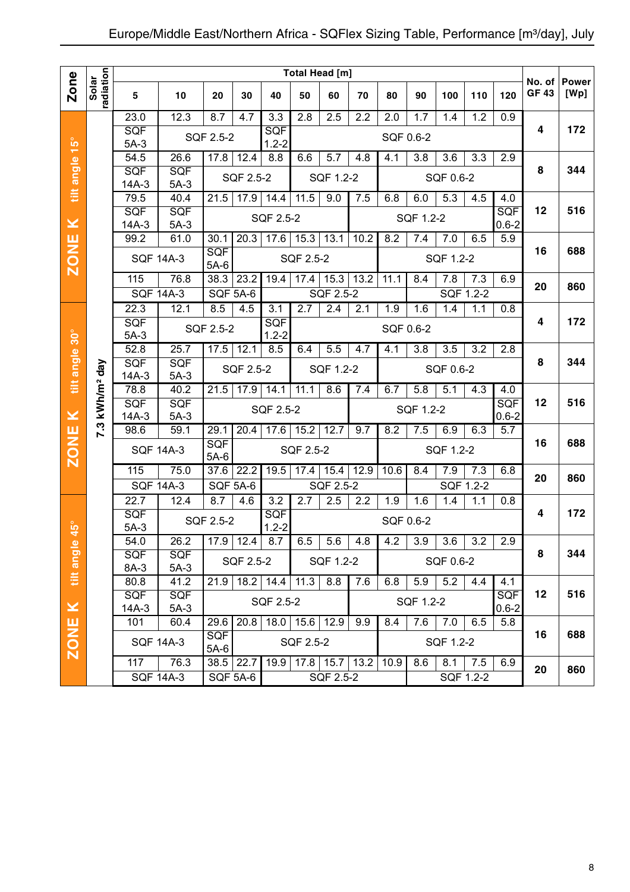## Europe/Middle East/Northern Africa - SQFlex Sizing Table, Performance [m³/day], July

| Zone | Solar radiation | Total Head [m] 5 | 10 | 20 | 30 | 40 | 50 | 60 | 70 | 80 | 90 | 100 | 110 | 120 | No. of GF 43 | Power [Wp] |
|---|---|---|---|---|---|---|---|---|---|---|---|---|---|---|---|---|
| ZONE K tilt angle 15° | 7.3 kWh/m² day | 23.0 | 12.3 | 8.7 | 4.7 | 3.3 | 2.8 | 2.5 | 2.2 | 2.0 | 1.7 | 1.4 | 1.2 | 0.9 | 4 | 172 |
| | | SQF 5A-3 | SQF 2.5-2 | | | SQF 1.2-2 | SQF 0.6-2 | | | | | | | | | |
| | | 54.5 | 26.6 | 17.8 | 12.4 | 8.8 | 6.6 | 5.7 | 4.8 | 4.1 | 3.8 | 3.6 | 3.3 | 2.9 | 8 | 344 |
| | | SQF 14A-3 | SQF 5A-3 | SQF 2.5-2 | | | SQF 1.2-2 | | | SQF 0.6-2 | | | | | | |
| | | 79.5 | 40.4 | 21.5 | 17.9 | 14.4 | 11.5 | 9.0 | 7.5 | 6.8 | 6.0 | 5.3 | 4.5 | 4.0 | 12 | 516 |
| | | SQF 14A-3 | SQF 5A-3 | SQF 2.5-2 | | | | | SQF 1.2-2 | | | | | SQF 0.6-2 | | |
| | | 99.2 | 61.0 | 30.1 | 20.3 | 17.6 | 15.3 | 13.1 | 10.2 | 8.2 | 7.4 | 7.0 | 6.5 | 5.9 | 16 | 688 |
| | | SQF 14A-3 | | SQF 5A-6 | SQF 2.5-2 | | | | | SQF 1.2-2 | | | | | | |
| | | 115 | 76.8 | 38.3 | 23.2 | 19.4 | 17.4 | 15.3 | 13.2 | 11.1 | 8.4 | 7.8 | 7.3 | 6.9 | 20 | 860 |
| | | SQF 14A-3 | | SQF 5A-6 | | SQF 2.5-2 | | | | | SQF 1.2-2 | | | | | |
| ZONE K tilt angle 30° | 7.3 kWh/m² day | 22.3 | 12.1 | 8.5 | 4.5 | 3.1 | 2.7 | 2.4 | 2.1 | 1.9 | 1.6 | 1.4 | 1.1 | 0.8 | 4 | 172 |
| | | SQF 5A-3 | SQF 2.5-2 | | | SQF 1.2-2 | SQF 0.6-2 | | | | | | | | | |
| | | 52.8 | 25.7 | 17.5 | 12.1 | 8.5 | 6.4 | 5.5 | 4.7 | 4.1 | 3.8 | 3.5 | 3.2 | 2.8 | 8 | 344 |
| | | SQF 14A-3 | SQF 5A-3 | SQF 2.5-2 | | | SQF 1.2-2 | | | SQF 0.6-2 | | | | | | |
| | | 78.8 | 40.2 | 21.5 | 17.9 | 14.1 | 11.1 | 8.6 | 7.4 | 6.7 | 5.8 | 5.1 | 4.3 | 4.0 | 12 | 516 |
| | | SQF 14A-3 | SQF 5A-3 | SQF 2.5-2 | | | | | SQF 1.2-2 | | | | | SQF 0.6-2 | | |
| | | 98.6 | 59.1 | 29.1 | 20.4 | 17.6 | 15.2 | 12.7 | 9.7 | 8.2 | 7.5 | 6.9 | 6.3 | 5.7 | 16 | 688 |
| | | SQF 14A-3 | | SQF 5A-6 | SQF 2.5-2 | | | | | SQF 1.2-2 | | | | | | |
| | | 115 | 75.0 | 37.6 | 22.2 | 19.5 | 17.4 | 15.4 | 12.9 | 10.6 | 8.4 | 7.9 | 7.3 | 6.8 | 20 | 860 |
| | | SQF 14A-3 | | SQF 5A-6 | | SQF 2.5-2 | | | | | SQF 1.2-2 | | | | | |
| ZONE K tilt angle 45° | 7.3 kWh/m² day | 22.7 | 12.4 | 8.7 | 4.6 | 3.2 | 2.7 | 2.5 | 2.2 | 1.9 | 1.6 | 1.4 | 1.1 | 0.8 | 4 | 172 |
| | | SQF 5A-3 | SQF 2.5-2 | | | SQF 1.2-2 | SQF 0.6-2 | | | | | | | | | |
| | | 54.0 | 26.2 | 17.9 | 12.4 | 8.7 | 6.5 | 5.6 | 4.8 | 4.2 | 3.9 | 3.6 | 3.2 | 2.9 | 8 | 344 |
| | | SQF 8A-3 | SQF 5A-3 | SQF 2.5-2 | | | SQF 1.2-2 | | | SQF 0.6-2 | | | | | | |
| | | 80.8 | 41.2 | 21.9 | 18.2 | 14.4 | 11.3 | 8.8 | 7.6 | 6.8 | 5.9 | 5.2 | 4.4 | 4.1 | 12 | 516 |
| | | SQF 14A-3 | SQF 5A-3 | SQF 2.5-2 | | | | | SQF 1.2-2 | | | | | SQF 0.6-2 | | |
| | | 101 | 60.4 | 29.6 | 20.8 | 18.0 | 15.6 | 12.9 | 9.9 | 8.4 | 7.6 | 7.0 | 6.5 | 5.8 | 16 | 688 |
| | | SQF 14A-3 | | SQF 5A-6 | SQF 2.5-2 | | | | | SQF 1.2-2 | | | | | | |
| | | 117 | 76.3 | 38.5 | 22.7 | 19.9 | 17.8 | 15.7 | 13.2 | 10.9 | 8.6 | 8.1 | 7.5 | 6.9 | 20 | 860 |
| | | SQF 14A-3 | | SQF 5A-6 | | SQF 2.5-2 | | | | | SQF 1.2-2 | | | | | |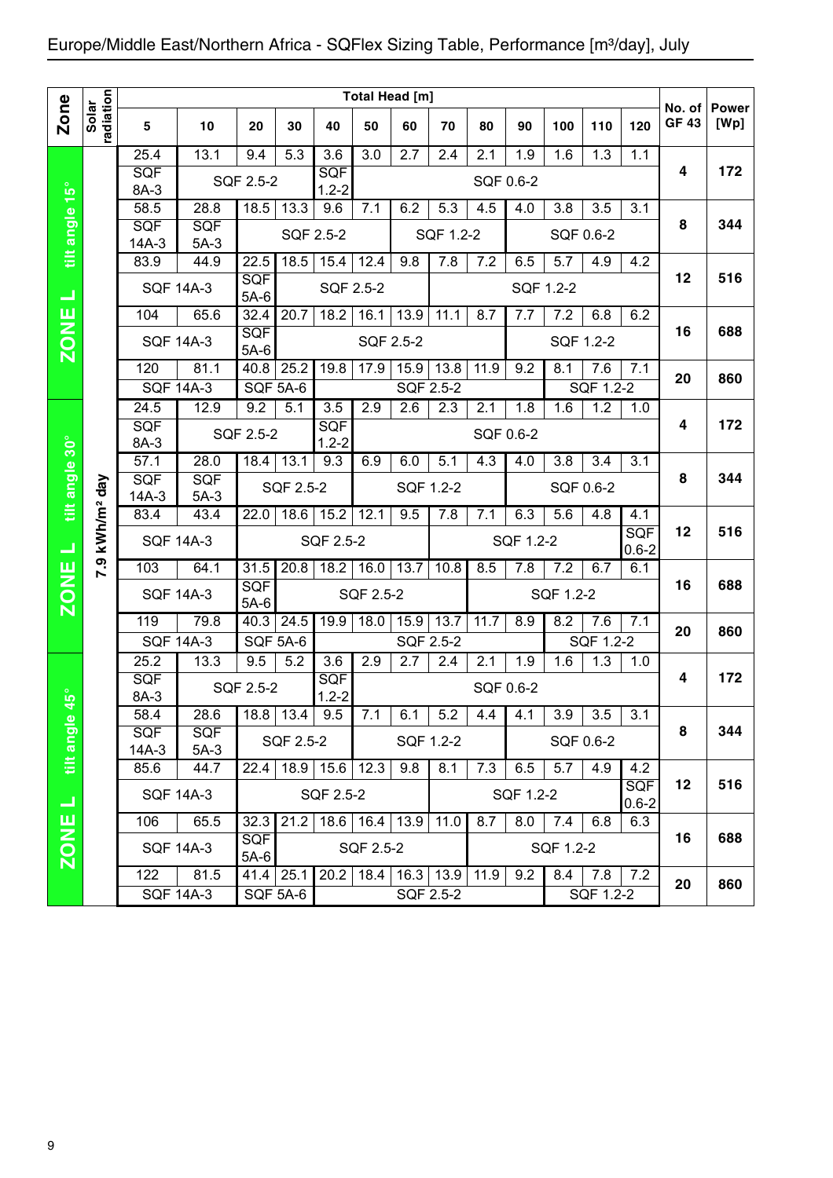# Europe/Middle East/Northern Africa - SQFlex Sizing Table, Performance [m³/day], July

| Zone | Solar radiation | 5 | 10 | 20 | 30 | 40 | 50 | 60 | 70 | 80 | 90 | 100 | 110 | 120 | No. of GF 43 | Power [Wp] |
|---|---|---|---|---|---|---|---|---|---|---|---|---|---|---|---|---|
| | | **Total Head [m]** | | | | | | | | | | | | | | |
| ZONE L tilt angle 15° | 7.9 kWh/m² day | 25.4 | 13.1 | 9.4 | 5.3 | 3.6 | 3.0 | 2.7 | 2.4 | 2.1 | 1.9 | 1.6 | 1.3 | 1.1 | 4 | 172 |
| | | SQF 8A-3 | SQF 2.5-2 | | | SQF 1.2-2 | SQF 0.6-2 | | | | | | | | | |
| | | 58.5 | 28.8 | 18.5 | 13.3 | 9.6 | 7.1 | 6.2 | 5.3 | 4.5 | 4.0 | 3.8 | 3.5 | 3.1 | 8 | 344 |
| | | SQF 14A-3 | SQF 5A-3 | SQF 2.5-2 | | | | SQF 1.2-2 | | | SQF 0.6-2 | | | | | |
| | | 83.9 | 44.9 | 22.5 | 18.5 | 15.4 | 12.4 | 9.8 | 7.8 | 7.2 | 6.5 | 5.7 | 4.9 | 4.2 | 12 | 516 |
| | | SQF 14A-3 | | SQF 5A-6 | SQF 2.5-2 | | | | SQF 1.2-2 | | | | | | | |
| | | 104 | 65.6 | 32.4 | 20.7 | 18.2 | 16.1 | 13.9 | 11.1 | 8.7 | 7.7 | 7.2 | 6.8 | 6.2 | 16 | 688 |
| | | SQF 14A-3 | | SQF 5A-6 | SQF 2.5-2 | | | | | | SQF 1.2-2 | | | | | |
| | | 120 | 81.1 | 40.8 | 25.2 | 19.8 | 17.9 | 15.9 | 13.8 | 11.9 | 9.2 | 8.1 | 7.6 | 7.1 | 20 | 860 |
| | | SQF 14A-3 | | SQF 5A-6 | | SQF 2.5-2 | | | | | | SQF 1.2-2 | | | | |
| ZONE L tilt angle 30° | 7.9 kWh/m² day | 24.5 | 12.9 | 9.2 | 5.1 | 3.5 | 2.9 | 2.6 | 2.3 | 2.1 | 1.8 | 1.6 | 1.2 | 1.0 | 4 | 172 |
| | | SQF 8A-3 | SQF 2.5-2 | | | SQF 1.2-2 | SQF 0.6-2 | | | | | | | | | |
| | | 57.1 | 28.0 | 18.4 | 13.1 | 9.3 | 6.9 | 6.0 | 5.1 | 4.3 | 4.0 | 3.8 | 3.4 | 3.1 | 8 | 344 |
| | | SQF 14A-3 | SQF 5A-3 | SQF 2.5-2 | | | SQF 1.2-2 | | | | SQF 0.6-2 | | | | | |
| | | 83.4 | 43.4 | 22.0 | 18.6 | 15.2 | 12.1 | 9.5 | 7.8 | 7.1 | 6.3 | 5.6 | 4.8 | 4.1 | 12 | 516 |
| | | SQF 14A-3 | | SQF 2.5-2 | | | | | SQF 1.2-2 | | | | | SQF 0.6-2 | | |
| | | 103 | 64.1 | 31.5 | 20.8 | 18.2 | 16.0 | 13.7 | 10.8 | 8.5 | 7.8 | 7.2 | 6.7 | 6.1 | 16 | 688 |
| | | SQF 14A-3 | | SQF 5A-6 | SQF 2.5-2 | | | | | SQF 1.2-2 | | | | | | |
| | | 119 | 79.8 | 40.3 | 24.5 | 19.9 | 18.0 | 15.9 | 13.7 | 11.7 | 8.9 | 8.2 | 7.6 | 7.1 | 20 | 860 |
| | | SQF 14A-3 | | SQF 5A-6 | | SQF 2.5-2 | | | | | | SQF 1.2-2 | | | | |
| ZONE L tilt angle 45° | 7.9 kWh/m² day | 25.2 | 13.3 | 9.5 | 5.2 | 3.6 | 2.9 | 2.7 | 2.4 | 2.1 | 1.9 | 1.6 | 1.3 | 1.0 | 4 | 172 |
| | | SQF 8A-3 | SQF 2.5-2 | | | SQF 1.2-2 | SQF 0.6-2 | | | | | | | | | |
| | | 58.4 | 28.6 | 18.8 | 13.4 | 9.5 | 7.1 | 6.1 | 5.2 | 4.4 | 4.1 | 3.9 | 3.5 | 3.1 | 8 | 344 |
| | | SQF 14A-3 | SQF 5A-3 | SQF 2.5-2 | | | SQF 1.2-2 | | | | SQF 0.6-2 | | | | | |
| | | 85.6 | 44.7 | 22.4 | 18.9 | 15.6 | 12.3 | 9.8 | 8.1 | 7.3 | 6.5 | 5.7 | 4.9 | 4.2 | 12 | 516 |
| | | SQF 14A-3 | | SQF 2.5-2 | | | | | SQF 1.2-2 | | | | | SQF 0.6-2 | | |
| | | 106 | 65.5 | 32.3 | 21.2 | 18.6 | 16.4 | 13.9 | 11.0 | 8.7 | 8.0 | 7.4 | 6.8 | 6.3 | 16 | 688 |
| | | SQF 14A-3 | | SQF 5A-6 | SQF 2.5-2 | | | | | SQF 1.2-2 | | | | | | |
| | | 122 | 81.5 | 41.4 | 25.1 | 20.2 | 18.4 | 16.3 | 13.9 | 11.9 | 9.2 | 8.4 | 7.8 | 7.2 | 20 | 860 |
| | | SQF 14A-3 | | SQF 5A-6 | | SQF 2.5-2 | | | | | | SQF 1.2-2 | | | | |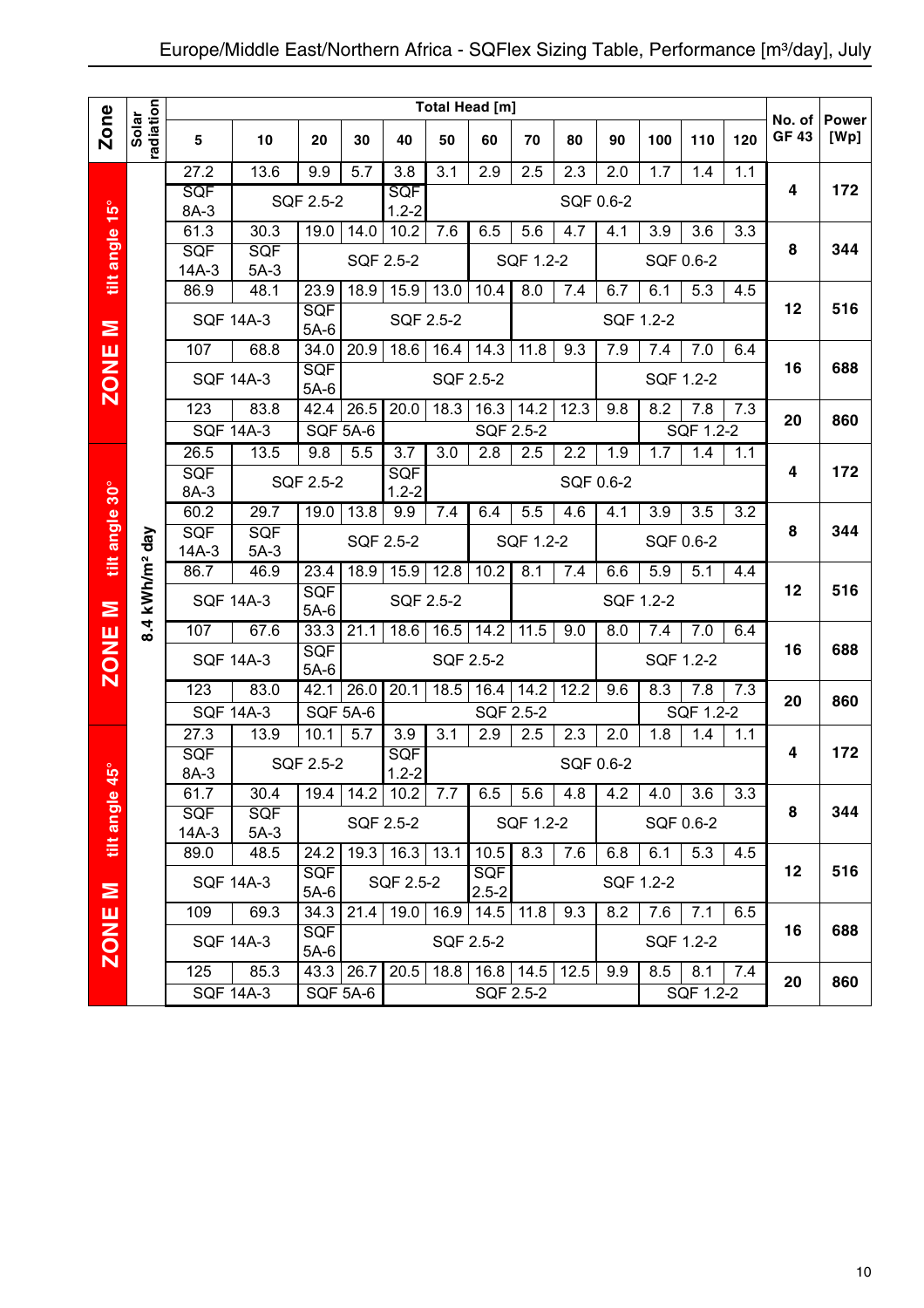# Europe/Middle East/Northern Africa - SQFlex Sizing Table, Performance [m³/day], July

| Zone | Solar radiation | Total Head [m] 5 | 10 | 20 | 30 | 40 | 50 | 60 | 70 | 80 | 90 | 100 | 110 | 120 | No. of GF 43 | Power [Wp] |
|---|---|---|---|---|---|---|---|---|---|---|---|---|---|---|---|---|
| ZONE M tilt angle 15° | 8.4 kWh/m² day | 27.2 | 13.6 | 9.9 | 5.7 | 3.8 | 3.1 | 2.9 | 2.5 | 2.3 | 2.0 | 1.7 | 1.4 | 1.1 | 4 | 172 |
| | | SQF 8A-3 | SQF 2.5-2 | | | SQF 1.2-2 | SQF 0.6-2 | | | | | | | | | |
| | | 61.3 | 30.3 | 19.0 | 14.0 | 10.2 | 7.6 | 6.5 | 5.6 | 4.7 | 4.1 | 3.9 | 3.6 | 3.3 | 8 | 344 |
| | | SQF 14A-3 | SQF 5A-3 | SQF 2.5-2 | | | | SQF 1.2-2 | | | SQF 0.6-2 | | | | | |
| | | 86.9 | 48.1 | 23.9 | 18.9 | 15.9 | 13.0 | 10.4 | 8.0 | 7.4 | 6.7 | 6.1 | 5.3 | 4.5 | 12 | 516 |
| | | SQF 14A-3 | | SQF 5A-6 | SQF 2.5-2 | | | | SQF 1.2-2 | | | | | | | |
| | | 107 | 68.8 | 34.0 | 20.9 | 18.6 | 16.4 | 14.3 | 11.8 | 9.3 | 7.9 | 7.4 | 7.0 | 6.4 | 16 | 688 |
| | | SQF 14A-3 | | SQF 5A-6 | SQF 2.5-2 | | | | | | SQF 1.2-2 | | | | | |
| | | 123 | 83.8 | 42.4 | 26.5 | 20.0 | 18.3 | 16.3 | 14.2 | 12.3 | 9.8 | 8.2 | 7.8 | 7.3 | 20 | 860 |
| | | SQF 14A-3 | | SQF 5A-6 | | SQF 2.5-2 | | | | | | SQF 1.2-2 | | | | |
| ZONE M tilt angle 30° | 8.4 kWh/m² day | 26.5 | 13.5 | 9.8 | 5.5 | 3.7 | 3.0 | 2.8 | 2.5 | 2.2 | 1.9 | 1.7 | 1.4 | 1.1 | 4 | 172 |
| | | SQF 8A-3 | SQF 2.5-2 | | | SQF 1.2-2 | SQF 0.6-2 | | | | | | | | | |
| | | 60.2 | 29.7 | 19.0 | 13.8 | 9.9 | 7.4 | 6.4 | 5.5 | 4.6 | 4.1 | 3.9 | 3.5 | 3.2 | 8 | 344 |
| | | SQF 14A-3 | SQF 5A-3 | SQF 2.5-2 | | | | SQF 1.2-2 | | | SQF 0.6-2 | | | | | |
| | | 86.7 | 46.9 | 23.4 | 18.9 | 15.9 | 12.8 | 10.2 | 8.1 | 7.4 | 6.6 | 5.9 | 5.1 | 4.4 | 12 | 516 |
| | | SQF 14A-3 | | SQF 5A-6 | SQF 2.5-2 | | | | SQF 1.2-2 | | | | | | | |
| | | 107 | 67.6 | 33.3 | 21.1 | 18.6 | 16.5 | 14.2 | 11.5 | 9.0 | 8.0 | 7.4 | 7.0 | 6.4 | 16 | 688 |
| | | SQF 14A-3 | | SQF 5A-6 | SQF 2.5-2 | | | | | | SQF 1.2-2 | | | | | |
| | | 123 | 83.0 | 42.1 | 26.0 | 20.1 | 18.5 | 16.4 | 14.2 | 12.2 | 9.6 | 8.3 | 7.8 | 7.3 | 20 | 860 |
| | | SQF 14A-3 | | SQF 5A-6 | | SQF 2.5-2 | | | | | | SQF 1.2-2 | | | | |
| ZONE M tilt angle 45° | 8.4 kWh/m² day | 27.3 | 13.9 | 10.1 | 5.7 | 3.9 | 3.1 | 2.9 | 2.5 | 2.3 | 2.0 | 1.8 | 1.4 | 1.1 | 4 | 172 |
| | | SQF 8A-3 | SQF 2.5-2 | | | SQF 1.2-2 | SQF 0.6-2 | | | | | | | | | |
| | | 61.7 | 30.4 | 19.4 | 14.2 | 10.2 | 7.7 | 6.5 | 5.6 | 4.8 | 4.2 | 4.0 | 3.6 | 3.3 | 8 | 344 |
| | | SQF 14A-3 | SQF 5A-3 | SQF 2.5-2 | | | | SQF 1.2-2 | | | SQF 0.6-2 | | | | | |
| | | 89.0 | 48.5 | 24.2 | 19.3 | 16.3 | 13.1 | 10.5 | 8.3 | 7.6 | 6.8 | 6.1 | 5.3 | 4.5 | 12 | 516 |
| | | SQF 14A-3 | | SQF 5A-6 | SQF 2.5-2 | | | SQF 2.5-2 | SQF 1.2-2 | | | | | | | |
| | | 109 | 69.3 | 34.3 | 21.4 | 19.0 | 16.9 | 14.5 | 11.8 | 9.3 | 8.2 | 7.6 | 7.1 | 6.5 | 16 | 688 |
| | | SQF 14A-3 | | SQF 5A-6 | SQF 2.5-2 | | | | | | SQF 1.2-2 | | | | | |
| | | 125 | 85.3 | 43.3 | 26.7 | 20.5 | 18.8 | 16.8 | 14.5 | 12.5 | 9.9 | 8.5 | 8.1 | 7.4 | 20 | 860 |
| | | SQF 14A-3 | | SQF 5A-6 | | SQF 2.5-2 | | | | | | SQF 1.2-2 | | | | |